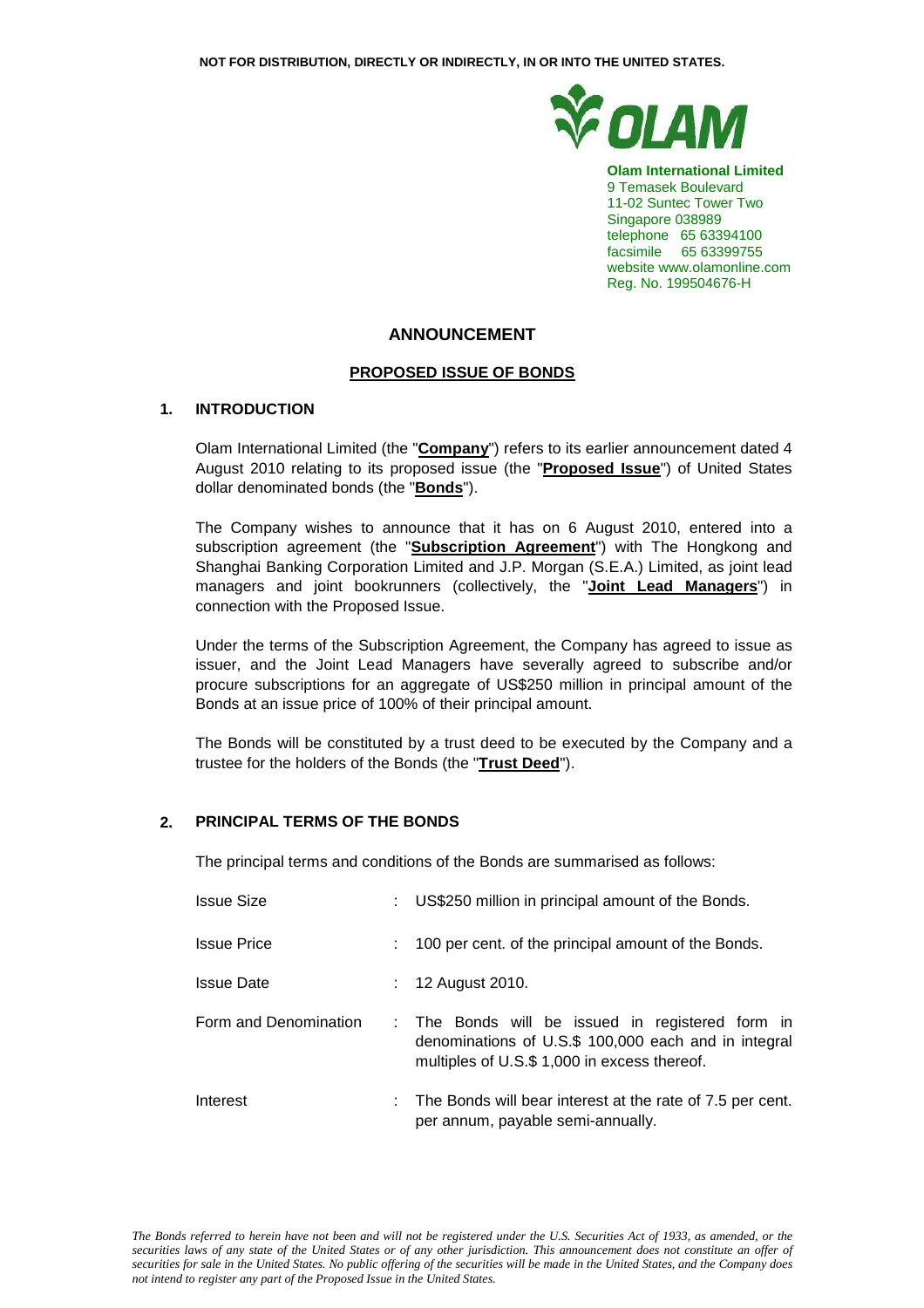**NOT FOR DISTRIBUTION, DIRECTLY OR INDIRECTLY, IN OR INTO THE UNITED STATES.**

**Olam International Limited**
9 Temasek Boulevard
11-02 Suntec Tower Two
Singapore 038989
telephone 65 63394100
facsimile 65 63399755
website www.olamonline.com
Reg. No. 199504676-H

# ANNOUNCEMENT

## PROPOSED ISSUE OF BONDS

### 1. INTRODUCTION

Olam International Limited (the "**Company**") refers to its earlier announcement dated 4 August 2010 relating to its proposed issue (the "**Proposed Issue**") of United States dollar denominated bonds (the "**Bonds**").

The Company wishes to announce that it has on 6 August 2010, entered into a subscription agreement (the "**Subscription Agreement**") with The Hongkong and Shanghai Banking Corporation Limited and J.P. Morgan (S.E.A.) Limited, as joint lead managers and joint bookrunners (collectively, the "**Joint Lead Managers**") in connection with the Proposed Issue.

Under the terms of the Subscription Agreement, the Company has agreed to issue as issuer, and the Joint Lead Managers have severally agreed to subscribe and/or procure subscriptions for an aggregate of US$250 million in principal amount of the Bonds at an issue price of 100% of their principal amount.

The Bonds will be constituted by a trust deed to be executed by the Company and a trustee for the holders of the Bonds (the "**Trust Deed**").

### 2. PRINCIPAL TERMS OF THE BONDS

The principal terms and conditions of the Bonds are summarised as follows:

| | | |
|---|---|---|
| Issue Size | : | US$250 million in principal amount of the Bonds. |
| Issue Price | : | 100 per cent. of the principal amount of the Bonds. |
| Issue Date | : | 12 August 2010. |
| Form and Denomination | : | The Bonds will be issued in registered form in denominations of U.S.$ 100,000 each and in integral multiples of U.S.$ 1,000 in excess thereof. |
| Interest | : | The Bonds will bear interest at the rate of 7.5 per cent. per annum, payable semi-annually. |

*The Bonds referred to herein have not been and will not be registered under the U.S. Securities Act of 1933, as amended, or the securities laws of any state of the United States or of any other jurisdiction. This announcement does not constitute an offer of securities for sale in the United States. No public offering of the securities will be made in the United States, and the Company does not intend to register any part of the Proposed Issue in the United States.*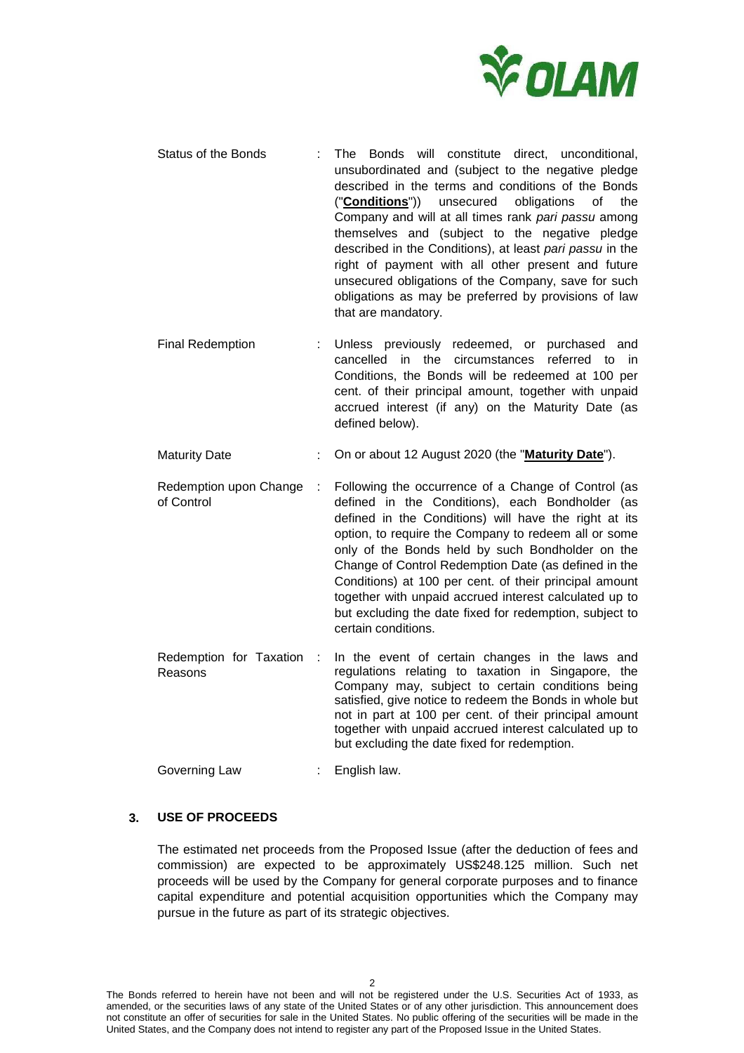| | | |
|---|---|---|
| Status of the Bonds | : | The Bonds will constitute direct, unconditional, unsubordinated and (subject to the negative pledge described in the terms and conditions of the Bonds ("**Conditions**")) unsecured obligations of the Company and will at all times rank *pari passu* among themselves and (subject to the negative pledge described in the Conditions), at least *pari passu* in the right of payment with all other present and future unsecured obligations of the Company, save for such obligations as may be preferred by provisions of law that are mandatory. |
| Final Redemption | : | Unless previously redeemed, or purchased and cancelled in the circumstances referred to in Conditions, the Bonds will be redeemed at 100 per cent. of their principal amount, together with unpaid accrued interest (if any) on the Maturity Date (as defined below). |
| Maturity Date | : | On or about 12 August 2020 (the "**Maturity Date**"). |
| Redemption upon Change of Control | : | Following the occurrence of a Change of Control (as defined in the Conditions), each Bondholder (as defined in the Conditions) will have the right at its option, to require the Company to redeem all or some only of the Bonds held by such Bondholder on the Change of Control Redemption Date (as defined in the Conditions) at 100 per cent. of their principal amount together with unpaid accrued interest calculated up to but excluding the date fixed for redemption, subject to certain conditions. |
| Redemption for Taxation Reasons | : | In the event of certain changes in the laws and regulations relating to taxation in Singapore, the Company may, subject to certain conditions being satisfied, give notice to redeem the Bonds in whole but not in part at 100 per cent. of their principal amount together with unpaid accrued interest calculated up to but excluding the date fixed for redemption. |
| Governing Law | : | English law. |

## 3. USE OF PROCEEDS

The estimated net proceeds from the Proposed Issue (after the deduction of fees and commission) are expected to be approximately US$248.125 million. Such net proceeds will be used by the Company for general corporate purposes and to finance capital expenditure and potential acquisition opportunities which the Company may pursue in the future as part of its strategic objectives.

The Bonds referred to herein have not been and will not be registered under the U.S. Securities Act of 1933, as amended, or the securities laws of any state of the United States or of any other jurisdiction. This announcement does not constitute an offer of securities for sale in the United States. No public offering of the securities will be made in the United States, and the Company does not intend to register any part of the Proposed Issue in the United States.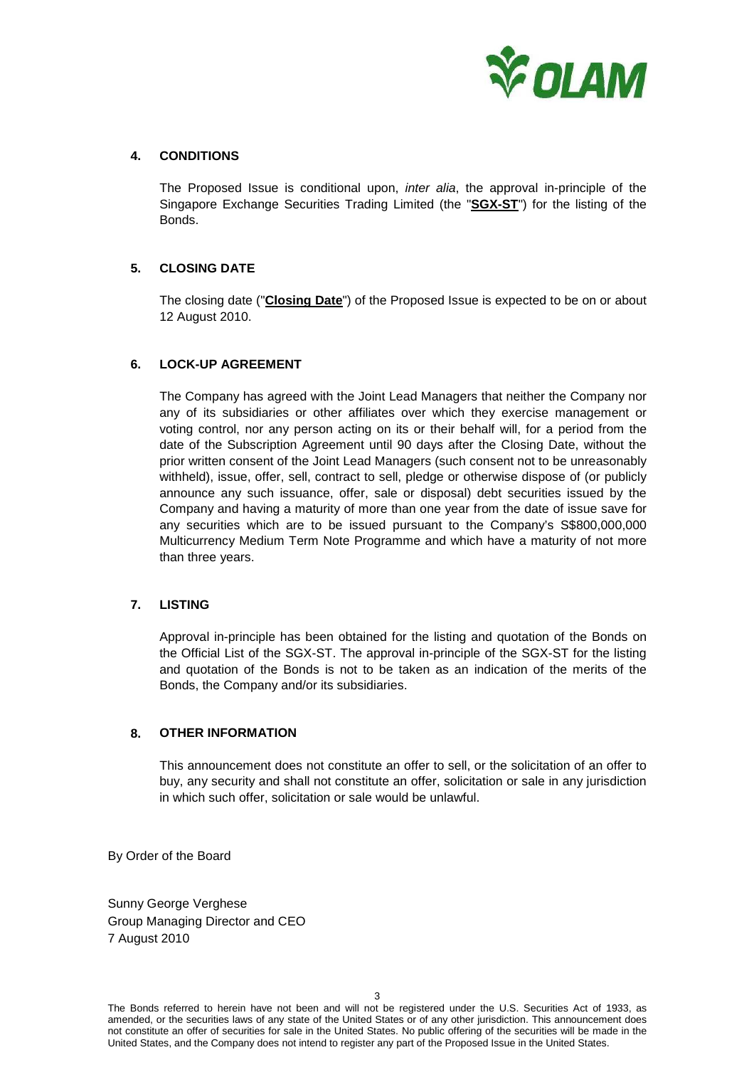## 4. CONDITIONS

The Proposed Issue is conditional upon, *inter alia*, the approval in-principle of the Singapore Exchange Securities Trading Limited (the "**SGX-ST**") for the listing of the Bonds.

## 5. CLOSING DATE

The closing date ("**Closing Date**") of the Proposed Issue is expected to be on or about 12 August 2010.

## 6. LOCK-UP AGREEMENT

The Company has agreed with the Joint Lead Managers that neither the Company nor any of its subsidiaries or other affiliates over which they exercise management or voting control, nor any person acting on its or their behalf will, for a period from the date of the Subscription Agreement until 90 days after the Closing Date, without the prior written consent of the Joint Lead Managers (such consent not to be unreasonably withheld), issue, offer, sell, contract to sell, pledge or otherwise dispose of (or publicly announce any such issuance, offer, sale or disposal) debt securities issued by the Company and having a maturity of more than one year from the date of issue save for any securities which are to be issued pursuant to the Company's S$800,000,000 Multicurrency Medium Term Note Programme and which have a maturity of not more than three years.

## 7. LISTING

Approval in-principle has been obtained for the listing and quotation of the Bonds on the Official List of the SGX-ST. The approval in-principle of the SGX-ST for the listing and quotation of the Bonds is not to be taken as an indication of the merits of the Bonds, the Company and/or its subsidiaries.

## 8. OTHER INFORMATION

This announcement does not constitute an offer to sell, or the solicitation of an offer to buy, any security and shall not constitute an offer, solicitation or sale in any jurisdiction in which such offer, solicitation or sale would be unlawful.

By Order of the Board

Sunny George Verghese
Group Managing Director and CEO
7 August 2010

The Bonds referred to herein have not been and will not be registered under the U.S. Securities Act of 1933, as amended, or the securities laws of any state of the United States or of any other jurisdiction. This announcement does not constitute an offer of securities for sale in the United States. No public offering of the securities will be made in the United States, and the Company does not intend to register any part of the Proposed Issue in the United States.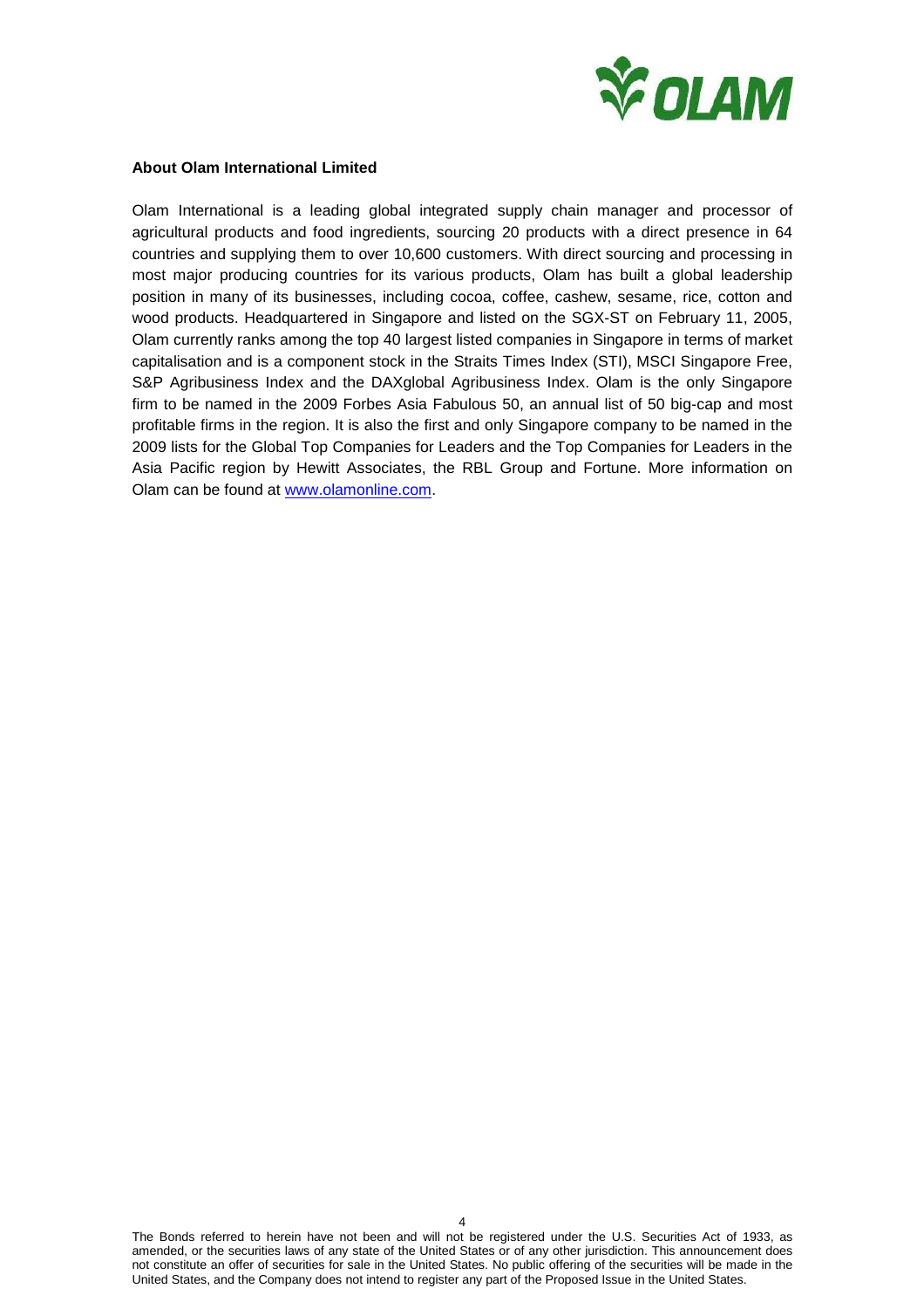**About Olam International Limited**

Olam International is a leading global integrated supply chain manager and processor of agricultural products and food ingredients, sourcing 20 products with a direct presence in 64 countries and supplying them to over 10,600 customers. With direct sourcing and processing in most major producing countries for its various products, Olam has built a global leadership position in many of its businesses, including cocoa, coffee, cashew, sesame, rice, cotton and wood products. Headquartered in Singapore and listed on the SGX-ST on February 11, 2005, Olam currently ranks among the top 40 largest listed companies in Singapore in terms of market capitalisation and is a component stock in the Straits Times Index (STI), MSCI Singapore Free, S&P Agribusiness Index and the DAXglobal Agribusiness Index. Olam is the only Singapore firm to be named in the 2009 Forbes Asia Fabulous 50, an annual list of 50 big-cap and most profitable firms in the region. It is also the first and only Singapore company to be named in the 2009 lists for the Global Top Companies for Leaders and the Top Companies for Leaders in the Asia Pacific region by Hewitt Associates, the RBL Group and Fortune. More information on Olam can be found at [www.olamonline.com](http://www.olamonline.com).

The Bonds referred to herein have not been and will not be registered under the U.S. Securities Act of 1933, as amended, or the securities laws of any state of the United States or of any other jurisdiction. This announcement does not constitute an offer of securities for sale in the United States. No public offering of the securities will be made in the United States, and the Company does not intend to register any part of the Proposed Issue in the United States.